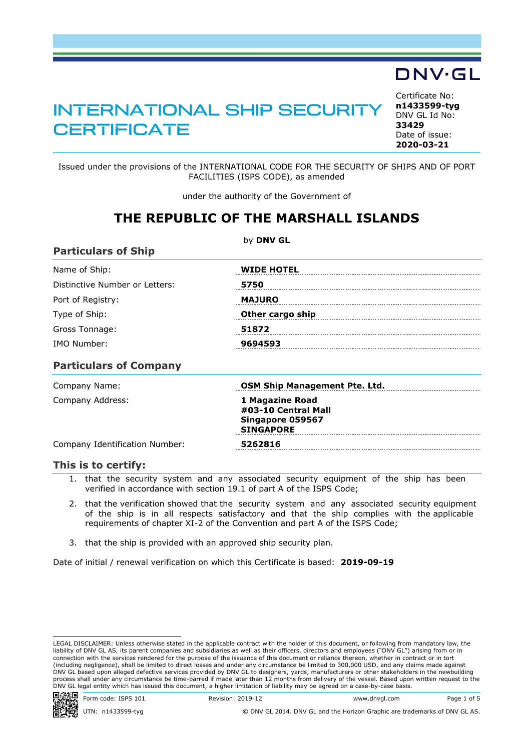DNV·GL

# INTERNATIONAL SHIP SECURITY CERTIFICATE

Certificate No:
**n1433599-tyg**
DNV GL Id No:
**33429**
Date of issue:
**2020-03-21**

Issued under the provisions of the INTERNATIONAL CODE FOR THE SECURITY OF SHIPS AND OF PORT FACILITIES (ISPS CODE), as amended

under the authority of the Government of

## THE REPUBLIC OF THE MARSHALL ISLANDS

by **DNV GL**

### Particulars of Ship

| | |
|---|---|
| Name of Ship: | **WIDE HOTEL** |
| Distinctive Number or Letters: | **5750** |
| Port of Registry: | **MAJURO** |
| Type of Ship: | **Other cargo ship** |
| Gross Tonnage: | **51872** |
| IMO Number: | **9694593** |

### Particulars of Company

| | |
|---|---|
| Company Name: | **OSM Ship Management Pte. Ltd.** |
| Company Address: | **1 Magazine Road**<br>**#03-10 Central Mall**<br>**Singapore 059567**<br>**SINGAPORE** |
| Company Identification Number: | **5262816** |

### This is to certify:

1. that the security system and any associated security equipment of the ship has been verified in accordance with section 19.1 of part A of the ISPS Code;
2. that the verification showed that the security system and any associated security equipment of the ship is in all respects satisfactory and that the ship complies with the applicable requirements of chapter XI-2 of the Convention and part A of the ISPS Code;
3. that the ship is provided with an approved ship security plan.

Date of initial / renewal verification on which this Certificate is based: **2019-09-19**

LEGAL DISCLAIMER: Unless otherwise stated in the applicable contract with the holder of this document, or following from mandatory law, the liability of DNV GL AS, its parent companies and subsidiaries as well as their officers, directors and employees ("DNV GL") arising from or in connection with the services rendered for the purpose of the issuance of this document or reliance thereon, whether in contract or in tort (including negligence), shall be limited to direct losses and under any circumstance be limited to 300,000 USD, and any claims made against DNV GL based upon alleged defective services provided by DNV GL to designers, yards, manufacturers or other stakeholders in the newbuilding process shall under any circumstance be time-barred if made later than 12 months from delivery of the vessel. Based upon written request to the DNV GL legal entity which has issued this document, a higher limitation of liability may be agreed on a case-by-case basis.

Form code: ISPS 101 Revision: 2019-12 www.dnvgl.com

UTN: n1433599-tyg © DNV GL 2014. DNV GL and the Horizon Graphic are trademarks of DNV GL AS.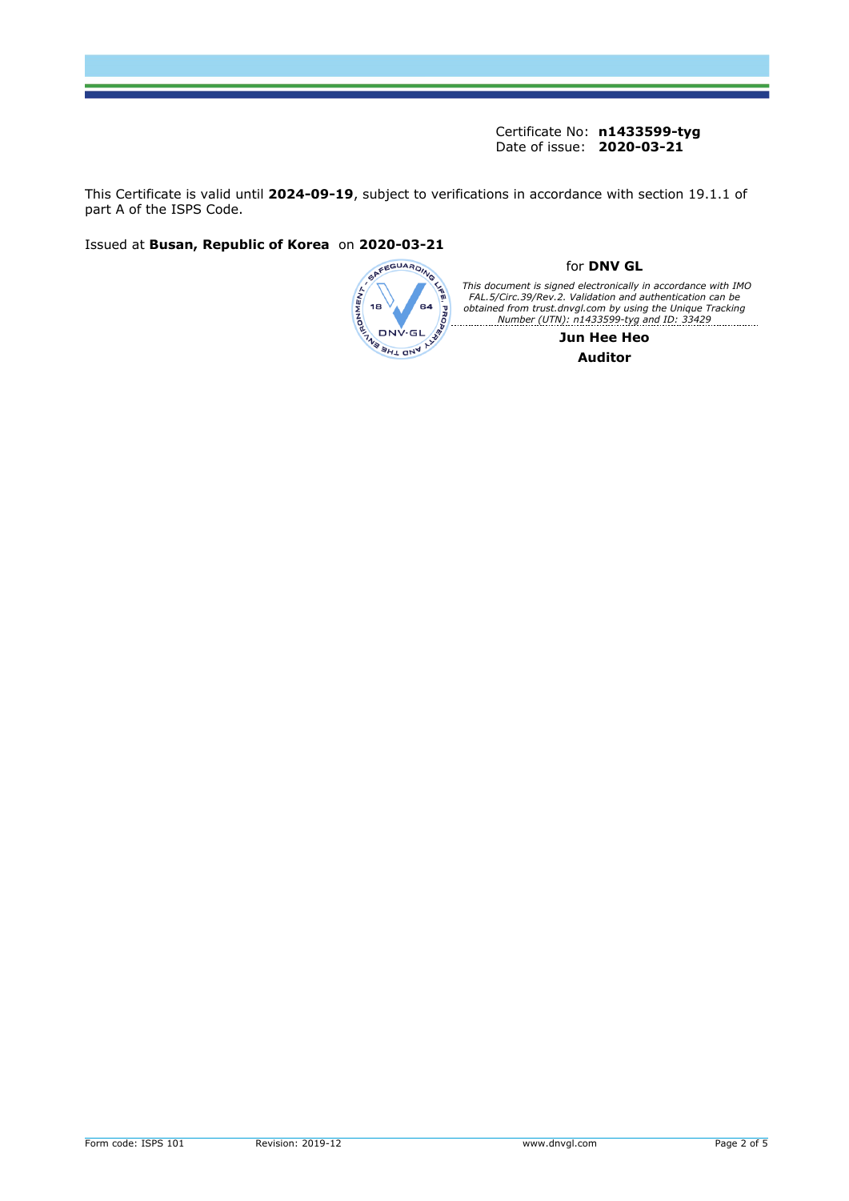Certificate No: **n1433599-tyg**
Date of issue: **2020-03-21**

This Certificate is valid until **2024-09-19**, subject to verifications in accordance with section 19.1.1 of part A of the ISPS Code.

Issued at **Busan, Republic of Korea** on **2020-03-21**

for **DNV GL**

*This document is signed electronically in accordance with IMO FAL.5/Circ.39/Rev.2. Validation and authentication can be obtained from trust.dnvgl.com by using the Unique Tracking Number (UTN): n1433599-tyg and ID: 33429*

**Jun Hee Heo**
**Auditor**

Form code: ISPS 101 Revision: 2019-12 www.dnvgl.com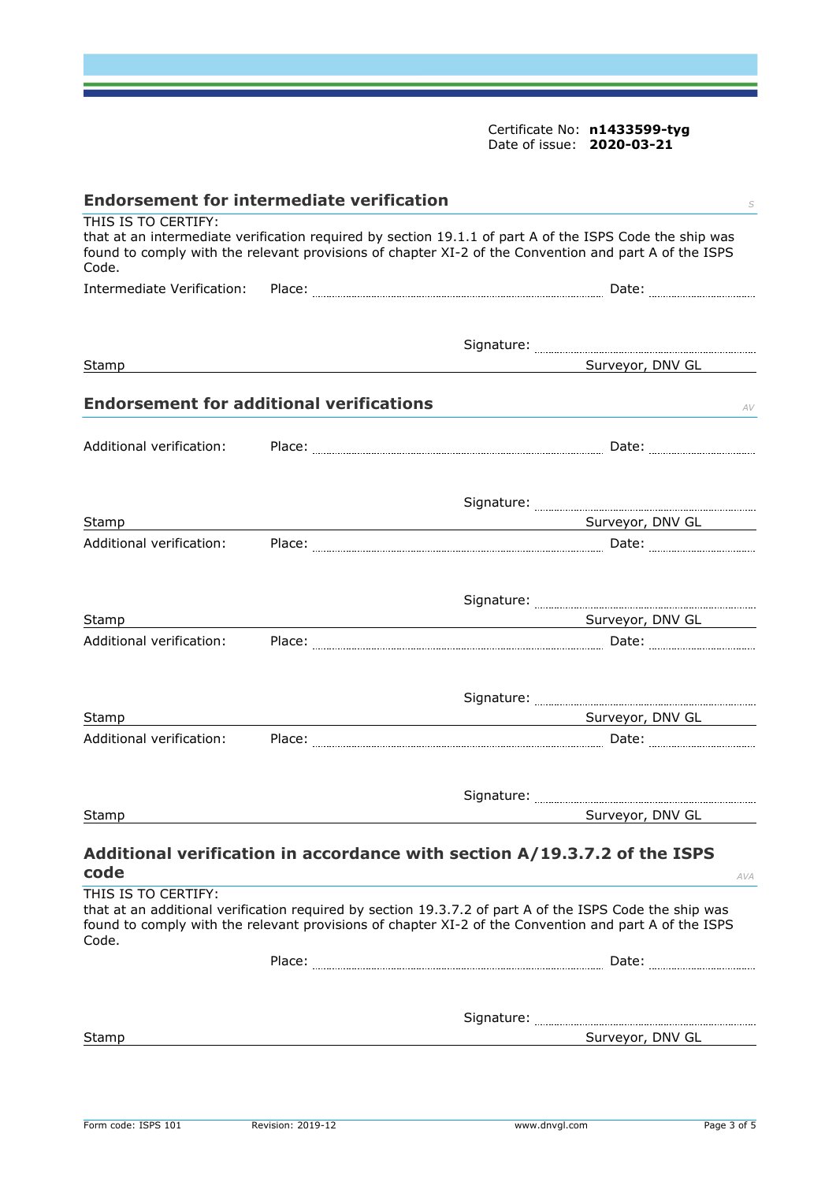Certificate No: **n1433599-tyg**
Date of issue: **2020-03-21**

## Endorsement for intermediate verification

*S*

THIS IS TO CERTIFY:
that at an intermediate verification required by section 19.1.1 of part A of the ISPS Code the ship was found to comply with the relevant provisions of chapter XI-2 of the Convention and part A of the ISPS Code.

Intermediate Verification: Place: .................................................. Date: ..................

Signature: ..................................................

Stamp Surveyor, DNV GL

## Endorsement for additional verifications

*AV*

Additional verification: Place: .................................................. Date: ..................

Signature: ..................................................

Stamp Surveyor, DNV GL

Additional verification: Place: .................................................. Date: ..................

Signature: ..................................................

Stamp Surveyor, DNV GL

Additional verification: Place: .................................................. Date: ..................

Signature: ..................................................

Stamp Surveyor, DNV GL

Additional verification: Place: .................................................. Date: ..................

Signature: ..................................................

Stamp Surveyor, DNV GL

## Additional verification in accordance with section A/19.3.7.2 of the ISPS code

*AVA*

THIS IS TO CERTIFY:
that at an additional verification required by section 19.3.7.2 of part A of the ISPS Code the ship was found to comply with the relevant provisions of chapter XI-2 of the Convention and part A of the ISPS Code.

Place: .................................................. Date: ..................

Signature: ..................................................

Stamp Surveyor, DNV GL

Form code: ISPS 101 Revision: 2019-12 www.dnvgl.com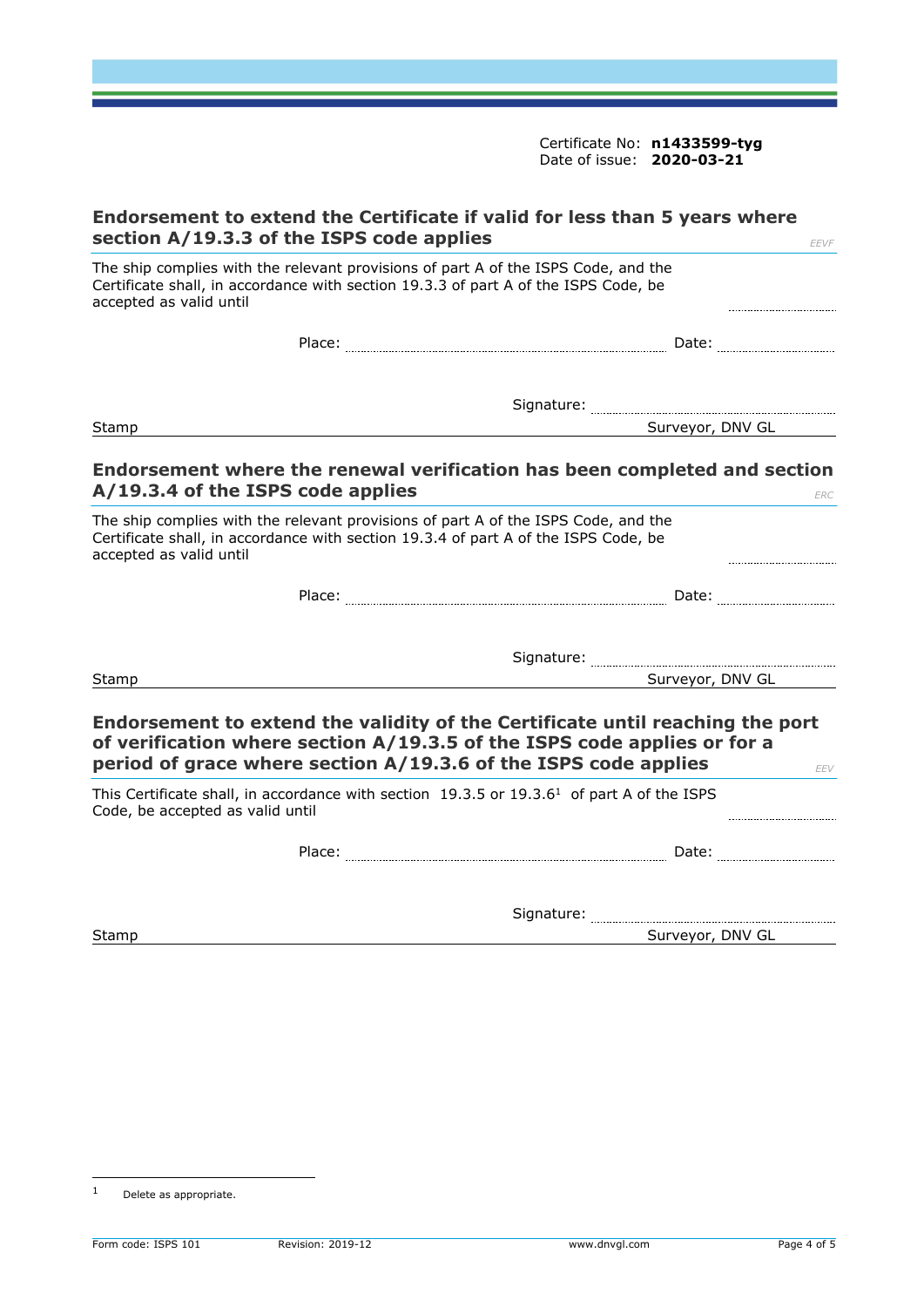Certificate No: **n1433599-tyg**
Date of issue: **2020-03-21**

## Endorsement to extend the Certificate if valid for less than 5 years where section A/19.3.3 of the ISPS code applies

*EEVF*

The ship complies with the relevant provisions of part A of the ISPS Code, and the Certificate shall, in accordance with section 19.3.3 of part A of the ISPS Code, be accepted as valid until ..................

Place: .................................................. Date: ..................

Signature: ..................................................

Stamp — Surveyor, DNV GL

## Endorsement where the renewal verification has been completed and section A/19.3.4 of the ISPS code applies

*ERC*

The ship complies with the relevant provisions of part A of the ISPS Code, and the Certificate shall, in accordance with section 19.3.4 of part A of the ISPS Code, be accepted as valid until ..................

Place: .................................................. Date: ..................

Signature: ..................................................

Stamp — Surveyor, DNV GL

## Endorsement to extend the validity of the Certificate until reaching the port of verification where section A/19.3.5 of the ISPS code applies or for a period of grace where section A/19.3.6 of the ISPS code applies

*EEV*

This Certificate shall, in accordance with section 19.3.5 or 19.3.6[1] of part A of the ISPS Code, be accepted as valid until ..................

Place: .................................................. Date: ..................

Signature: ..................................................

Stamp — Surveyor, DNV GL

---

[1] Delete as appropriate.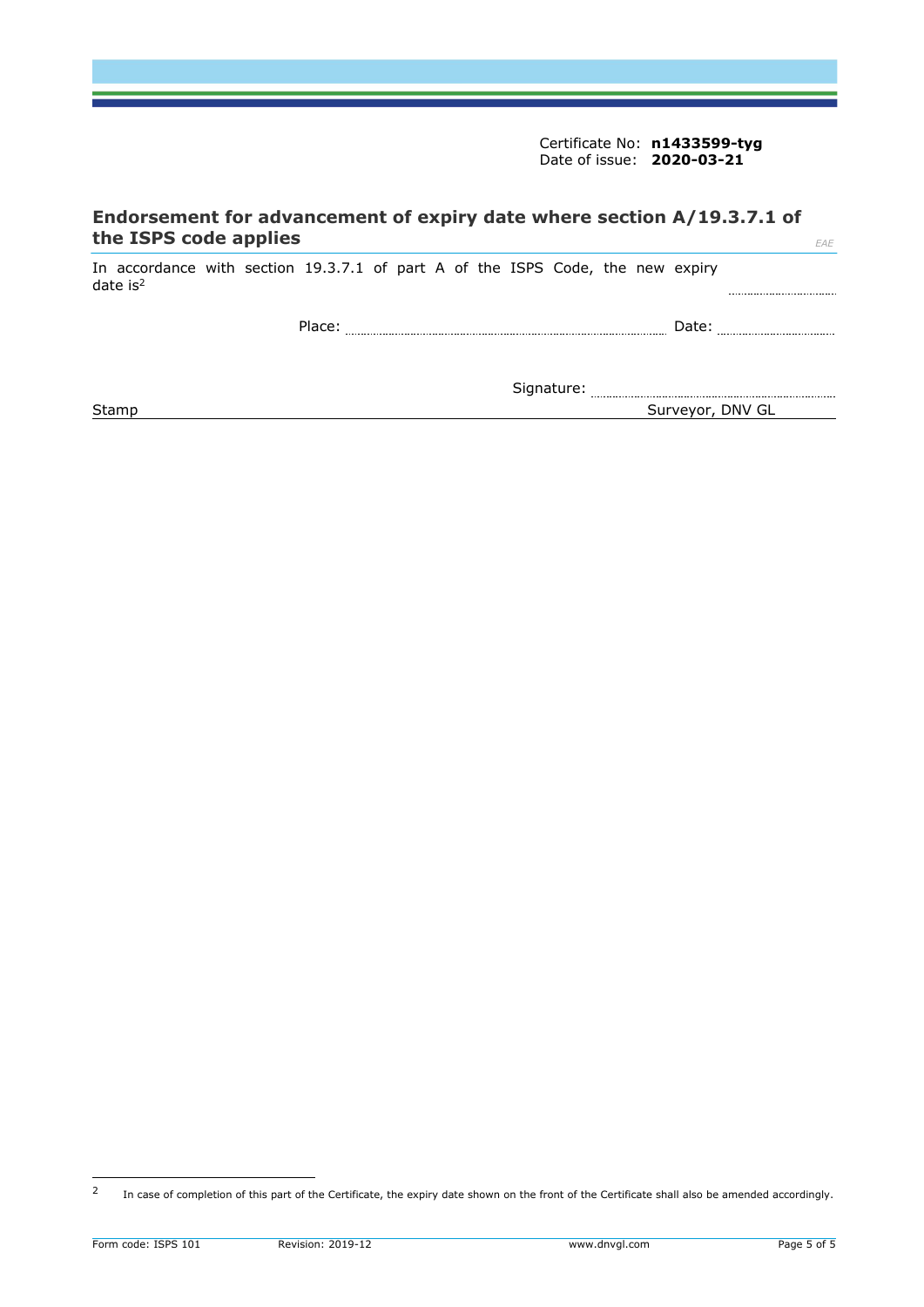Certificate No: **n1433599-tyg**
Date of issue: **2020-03-21**

## Endorsement for advancement of expiry date where section A/19.3.7.1 of the ISPS code applies

*EAE*

In accordance with section 19.3.7.1 of part A of the ISPS Code, the new expiry date is[2] ..............................

Place: .............................................................................. Date: ..............................

Signature: ..............................................................

Stamp

Surveyor, DNV GL

---

[2] In case of completion of this part of the Certificate, the expiry date shown on the front of the Certificate shall also be amended accordingly.

Form code: ISPS 101 Revision: 2019-12 www.dnvgl.com